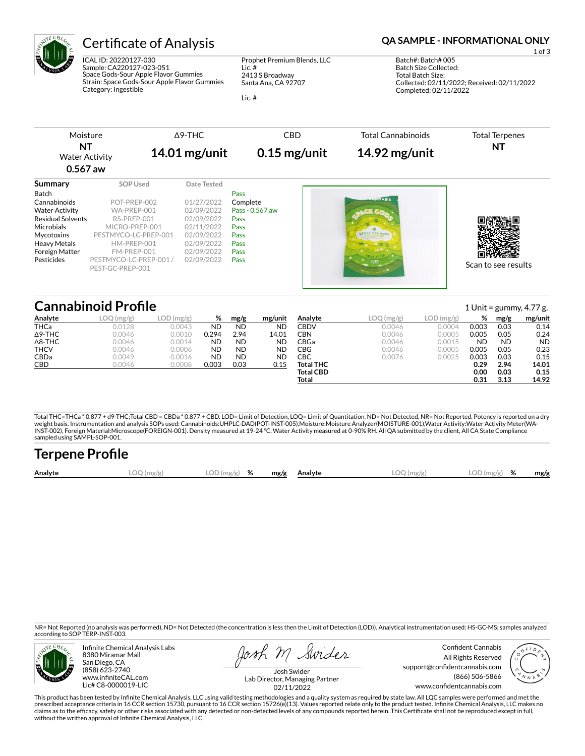# Certificate of Analysis

**QA SAMPLE - INFORMATIONAL ONLY**

ICAL ID: 20220127-030
Sample: CA220127-023-051
Space Gods-Sour Apple Flavor Gummies
Strain: Space Gods-Sour Apple Flavor Gummies
Category: Ingestible

Prophet Premium Blends, LLC
Lic. #
2413 S Broadway
Santa Ana, CA 92707

Lic. #

Batch#: Batch# 005
Batch Size Collected:
Total Batch Size:
Collected: 02/11/2022; Received: 02/11/2022
Completed: 02/11/2022

| Moisture | Δ9-THC | CBD | Total Cannabinoids | Total Terpenes |
|---|---|---|---|---|
| **NT** Water Activity **0.567 aw** | **14.01 mg/unit** | **0.15 mg/unit** | **14.92 mg/unit** | **NT** |

## Summary

| Summary | SOP Used | Date Tested | |
|---|---|---|---|
| Batch | | | Pass |
| Cannabinoids | POT-PREP-002 | 01/27/2022 | Complete |
| Water Activity | WA-PREP-001 | 02/09/2022 | Pass - 0.567 aw |
| Residual Solvents | RS-PREP-001 | 02/09/2022 | Pass |
| Microbials | MICRO-PREP-001 | 02/11/2022 | Pass |
| Mycotoxins | PESTMYCO-LC-PREP-001 | 02/09/2022 | Pass |
| Heavy Metals | HM-PREP-001 | 02/09/2022 | Pass |
| Foreign Matter | FM-PREP-001 | 02/09/2022 | Pass |
| Pesticides | PESTMYCO-LC-PREP-001 / PEST-GC-PREP-001 | 02/09/2022 | Pass |

Scan to see results

## Cannabinoid Profile

1 Unit = gummy, 4.77 g.

| Analyte | LOQ (mg/g) | LOD (mg/g) | % | mg/g | mg/unit |
|---|---|---|---|---|---|
| THCa | 0.0128 | 0.0043 | ND | ND | ND |
| Δ9-THC | 0.0046 | 0.0010 | 0.294 | 2.94 | 14.01 |
| Δ8-THC | 0.0046 | 0.0014 | ND | ND | ND |
| THCV | 0.0046 | 0.0006 | ND | ND | ND |
| CBDa | 0.0049 | 0.0016 | ND | ND | ND |
| CBD | 0.0046 | 0.0008 | 0.003 | 0.03 | 0.15 |
| CBDV | 0.0046 | 0.0004 | 0.003 | 0.03 | 0.14 |
| CBN | 0.0046 | 0.0005 | 0.005 | 0.05 | 0.24 |
| CBGa | 0.0046 | 0.0015 | ND | ND | ND |
| CBG | 0.0046 | 0.0005 | 0.005 | 0.05 | 0.23 |
| CBC | 0.0076 | 0.0025 | 0.003 | 0.03 | 0.15 |
| **Total THC** | | | **0.29** | **2.94** | **14.01** |
| **Total CBD** | | | **0.00** | **0.03** | **0.15** |
| **Total** | | | **0.31** | **3.13** | **14.92** |

Total THC=THCa * 0.877 + d9-THC;Total CBD = CBDa * 0.877 + CBD. LOD= Limit of Detection, LOQ= Limit of Quantitation, ND= Not Detected, NR= Not Reported. Potency is reported on a dry weight basis. Instrumentation and analysis SOPs used: Cannabinoids:UHPLC-DAD(POT-INST-005),Moisture:Moisture Analyzer(MOISTURE-001),Water Activity:Water Activity Meter(WA-INST-002), Foreign Material:Microscope(FOREIGN-001). Density measured at 19-24 °C, Water Activity measured at 0-90% RH. All QA submitted by the client, All CA State Compliance sampled using SAMPL-SOP-001.

## Terpene Profile

| Analyte | LOQ (mg/g) | LOD (mg/g) | % | mg/g | Analyte | LOQ (mg/g) | LOD (mg/g) | % | mg/g |
|---|---|---|---|---|---|---|---|---|---|

NR= Not Reported (no analysis was performed), ND= Not Detected (the concentration is less then the Limit of Detection (LOD)). Analytical instrumentation used: HS-GC-MS; samples analyzed according to SOP TERP-INST-003.

Infinite Chemical Analysis Labs
8380 Miramar Mall
San Diego, CA
(858) 623-2740
www.infiniteCAL.com
Lic# C8-0000019-LIC

Josh Swider
Lab Director, Managing Partner
02/11/2022

Confident Cannabis
All Rights Reserved
support@confidentcannabis.com
(866) 506-5866
www.confidentcannabis.com

This product has been tested by Infinite Chemical Analysis, LLC using valid testing methodologies and a quality system as required by state law. All LQC samples were performed and met the prescribed acceptance criteria in 16 CCR section 15730, pursuant to 16 CCR section 15726(e)(13). Values reported relate only to the product tested. Infinite Chemical Analysis, LLC makes no claims as to the efficacy, safety or other risks associated with any detected or non-detected levels of any compounds reported herein. This Certificate shall not be reproduced except in full, without the written approval of Infinite Chemical Analysis, LLC.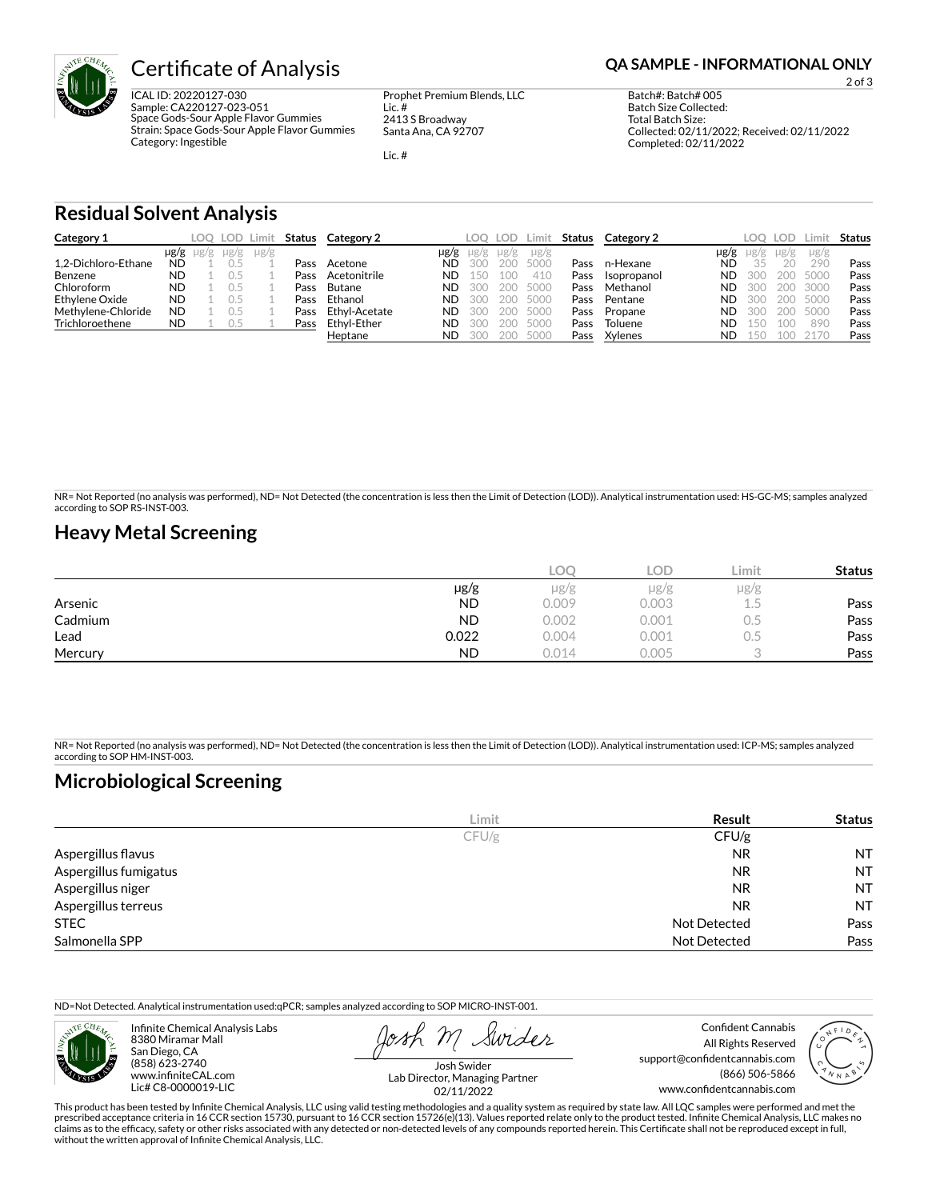# Certificate of Analysis

**QA SAMPLE - INFORMATIONAL ONLY**

ICAL ID: 20220127-030
Sample: CA220127-023-051
Space Gods-Sour Apple Flavor Gummies
Strain: Space Gods-Sour Apple Flavor Gummies
Category: Ingestible

Prophet Premium Blends, LLC
Lic. #
2413 S Broadway
Santa Ana, CA 92707

Lic. #

Batch#: Batch# 005
Batch Size Collected:
Total Batch Size:
Collected: 02/11/2022; Received: 02/11/2022
Completed: 02/11/2022

## Residual Solvent Analysis

| Category 1 | | LOQ | LOD | Limit | Status |
|---|---|---|---|---|---|
| | µg/g | µg/g | µg/g | µg/g | |
| 1,2-Dichloro-Ethane | ND | 1 | 0.5 | 1 | Pass |
| Benzene | ND | 1 | 0.5 | 1 | Pass |
| Chloroform | ND | 1 | 0.5 | 1 | Pass |
| Ethylene Oxide | ND | 1 | 0.5 | 1 | Pass |
| Methylene-Chloride | ND | 1 | 0.5 | 1 | Pass |
| Trichloroethene | ND | 1 | 0.5 | 1 | Pass |

| Category 2 | | LOQ | LOD | Limit | Status |
|---|---|---|---|---|---|
| | µg/g | µg/g | µg/g | µg/g | |
| Acetone | ND | 300 | 200 | 5000 | Pass |
| Acetonitrile | ND | 150 | 100 | 410 | Pass |
| Butane | ND | 300 | 200 | 5000 | Pass |
| Ethanol | ND | 300 | 200 | 5000 | Pass |
| Ethyl-Acetate | ND | 300 | 200 | 5000 | Pass |
| Ethyl-Ether | ND | 300 | 200 | 5000 | Pass |
| Heptane | ND | 300 | 200 | 5000 | Pass |

| Category 2 | | LOQ | LOD | Limit | Status |
|---|---|---|---|---|---|
| | µg/g | µg/g | µg/g | µg/g | |
| n-Hexane | ND | 35 | 20 | 290 | Pass |
| Isopropanol | ND | 300 | 200 | 5000 | Pass |
| Methanol | ND | 300 | 200 | 3000 | Pass |
| Pentane | ND | 300 | 200 | 5000 | Pass |
| Propane | ND | 300 | 200 | 5000 | Pass |
| Toluene | ND | 150 | 100 | 890 | Pass |
| Xylenes | ND | 150 | 100 | 2170 | Pass |

NR= Not Reported (no analysis was performed), ND= Not Detected (the concentration is less then the Limit of Detection (LOD)). Analytical instrumentation used: HS-GC-MS; samples analyzed according to SOP RS-INST-003.

## Heavy Metal Screening

| | | LOQ | LOD | Limit | Status |
|---|---|---|---|---|---|
| | µg/g | µg/g | µg/g | µg/g | |
| Arsenic | ND | 0.009 | 0.003 | 1.5 | Pass |
| Cadmium | ND | 0.002 | 0.001 | 0.5 | Pass |
| Lead | 0.022 | 0.004 | 0.001 | 0.5 | Pass |
| Mercury | ND | 0.014 | 0.005 | 3 | Pass |

NR= Not Reported (no analysis was performed), ND= Not Detected (the concentration is less then the Limit of Detection (LOD)). Analytical instrumentation used: ICP-MS; samples analyzed according to SOP HM-INST-003.

## Microbiological Screening

| | Limit | Result | Status |
|---|---|---|---|
| | CFU/g | CFU/g | |
| Aspergillus flavus | | NR | NT |
| Aspergillus fumigatus | | NR | NT |
| Aspergillus niger | | NR | NT |
| Aspergillus terreus | | NR | NT |
| STEC | | Not Detected | Pass |
| Salmonella SPP | | Not Detected | Pass |

ND=Not Detected. Analytical instrumentation used:qPCR; samples analyzed according to SOP MICRO-INST-001.

Infinite Chemical Analysis Labs
8380 Miramar Mall
San Diego, CA
(858) 623-2740
www.infiniteCAL.com
Lic# C8-0000019-LIC

Josh Swider
Lab Director, Managing Partner
02/11/2022

Confident Cannabis
All Rights Reserved
support@confidentcannabis.com
(866) 506-5866
www.confidentcannabis.com

This product has been tested by Infinite Chemical Analysis, LLC using valid testing methodologies and a quality system as required by state law. All LQC samples were performed and met the prescribed acceptance criteria in 16 CCR section 15730, pursuant to 16 CCR section 15726(e)(13). Values reported relate only to the product tested. Infinite Chemical Analysis, LLC makes no claims as to the efficacy, safety or other risks associated with any detected or non-detected levels of any compounds reported herein. This Certificate shall not be reproduced except in full, without the written approval of Infinite Chemical Analysis, LLC.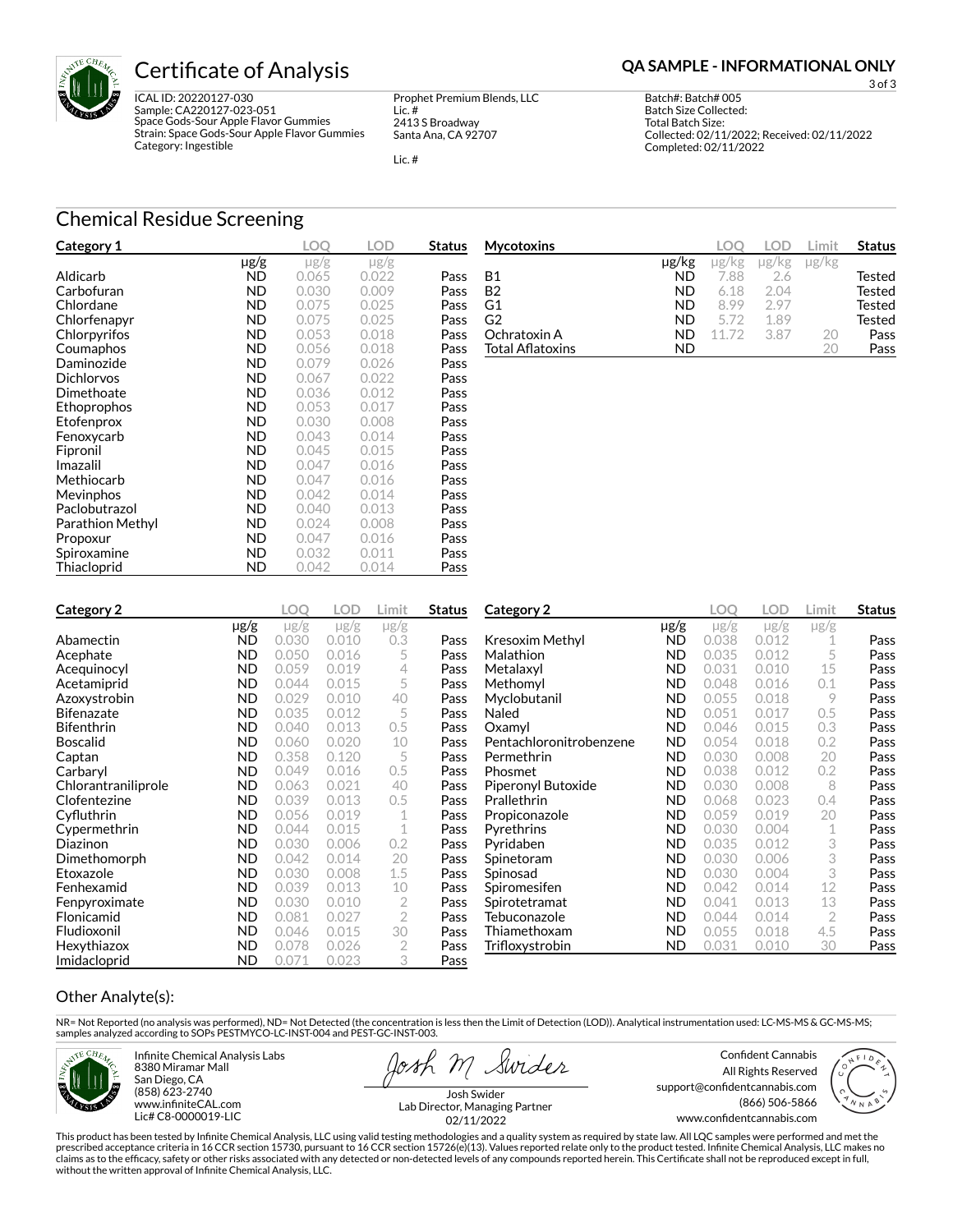# Certificate of Analysis

**QA SAMPLE - INFORMATIONAL ONLY**

ICAL ID: 20220127-030
Sample: CA220127-023-051
Space Gods-Sour Apple Flavor Gummies
Strain: Space Gods-Sour Apple Flavor Gummies
Category: Ingestible

Prophet Premium Blends, LLC
Lic. #
2413 S Broadway
Santa Ana, CA 92707

Lic. #

Batch#: Batch# 005
Batch Size Collected:
Total Batch Size:
Collected: 02/11/2022; Received: 02/11/2022
Completed: 02/11/2022

## Chemical Residue Screening

| Category 1 | | LOQ | LOD | Status |
|---|---|---|---|---|
| | µg/g | µg/g | µg/g | |
| Aldicarb | ND | 0.065 | 0.022 | Pass |
| Carbofuran | ND | 0.030 | 0.009 | Pass |
| Chlordane | ND | 0.075 | 0.025 | Pass |
| Chlorfenapyr | ND | 0.075 | 0.025 | Pass |
| Chlorpyrifos | ND | 0.053 | 0.018 | Pass |
| Coumaphos | ND | 0.056 | 0.018 | Pass |
| Daminozide | ND | 0.079 | 0.026 | Pass |
| Dichlorvos | ND | 0.067 | 0.022 | Pass |
| Dimethoate | ND | 0.036 | 0.012 | Pass |
| Ethoprophos | ND | 0.053 | 0.017 | Pass |
| Etofenprox | ND | 0.030 | 0.008 | Pass |
| Fenoxycarb | ND | 0.043 | 0.014 | Pass |
| Fipronil | ND | 0.045 | 0.015 | Pass |
| Imazalil | ND | 0.047 | 0.016 | Pass |
| Methiocarb | ND | 0.047 | 0.016 | Pass |
| Mevinphos | ND | 0.042 | 0.014 | Pass |
| Paclobutrazol | ND | 0.040 | 0.013 | Pass |
| Parathion Methyl | ND | 0.024 | 0.008 | Pass |
| Propoxur | ND | 0.047 | 0.016 | Pass |
| Spiroxamine | ND | 0.032 | 0.011 | Pass |
| Thiacloprid | ND | 0.042 | 0.014 | Pass |

| Mycotoxins | | LOQ | LOD | Limit | Status |
|---|---|---|---|---|---|
| | µg/kg | µg/kg | µg/kg | µg/kg | |
| B1 | ND | 7.88 | 2.6 | | Tested |
| B2 | ND | 6.18 | 2.04 | | Tested |
| G1 | ND | 8.99 | 2.97 | | Tested |
| G2 | ND | 5.72 | 1.89 | | Tested |
| Ochratoxin A | ND | 11.72 | 3.87 | 20 | Pass |
| Total Aflatoxins | ND | | | 20 | Pass |

| Category 2 | | LOQ | LOD | Limit | Status |
|---|---|---|---|---|---|
| | µg/g | µg/g | µg/g | µg/g | |
| Abamectin | ND | 0.030 | 0.010 | 0.3 | Pass |
| Acephate | ND | 0.050 | 0.016 | 5 | Pass |
| Acequinocyl | ND | 0.059 | 0.019 | 4 | Pass |
| Acetamiprid | ND | 0.044 | 0.015 | 5 | Pass |
| Azoxystrobin | ND | 0.029 | 0.010 | 40 | Pass |
| Bifenazate | ND | 0.035 | 0.012 | 5 | Pass |
| Bifenthrin | ND | 0.040 | 0.013 | 0.5 | Pass |
| Boscalid | ND | 0.060 | 0.020 | 10 | Pass |
| Captan | ND | 0.358 | 0.120 | 5 | Pass |
| Carbaryl | ND | 0.049 | 0.016 | 0.5 | Pass |
| Chlorantraniliprole | ND | 0.063 | 0.021 | 40 | Pass |
| Clofentezine | ND | 0.039 | 0.013 | 0.5 | Pass |
| Cyfluthrin | ND | 0.056 | 0.019 | 1 | Pass |
| Cypermethrin | ND | 0.044 | 0.015 | 1 | Pass |
| Diazinon | ND | 0.030 | 0.006 | 0.2 | Pass |
| Dimethomorph | ND | 0.042 | 0.014 | 20 | Pass |
| Etoxazole | ND | 0.030 | 0.008 | 1.5 | Pass |
| Fenhexamid | ND | 0.039 | 0.013 | 10 | Pass |
| Fenpyroximate | ND | 0.030 | 0.010 | 2 | Pass |
| Flonicamid | ND | 0.081 | 0.027 | 2 | Pass |
| Fludioxonil | ND | 0.046 | 0.015 | 30 | Pass |
| Hexythiazox | ND | 0.078 | 0.026 | 2 | Pass |
| Imidacloprid | ND | 0.071 | 0.023 | 3 | Pass |

| Category 2 | | LOQ | LOD | Limit | Status |
|---|---|---|---|---|---|
| | µg/g | µg/g | µg/g | µg/g | |
| Kresoxim Methyl | ND | 0.038 | 0.012 | 1 | Pass |
| Malathion | ND | 0.035 | 0.012 | 5 | Pass |
| Metalaxyl | ND | 0.031 | 0.010 | 15 | Pass |
| Methomyl | ND | 0.048 | 0.016 | 0.1 | Pass |
| Myclobutanil | ND | 0.055 | 0.018 | 9 | Pass |
| Naled | ND | 0.051 | 0.017 | 0.5 | Pass |
| Oxamyl | ND | 0.046 | 0.015 | 0.3 | Pass |
| Pentachloronitrobenzene | ND | 0.054 | 0.018 | 0.2 | Pass |
| Permethrin | ND | 0.030 | 0.008 | 20 | Pass |
| Phosmet | ND | 0.038 | 0.012 | 0.2 | Pass |
| Piperonyl Butoxide | ND | 0.030 | 0.008 | 8 | Pass |
| Prallethrin | ND | 0.068 | 0.023 | 0.4 | Pass |
| Propiconazole | ND | 0.059 | 0.019 | 20 | Pass |
| Pyrethrins | ND | 0.030 | 0.004 | 1 | Pass |
| Pyridaben | ND | 0.035 | 0.012 | 3 | Pass |
| Spinetoram | ND | 0.030 | 0.006 | 3 | Pass |
| Spinosad | ND | 0.030 | 0.004 | 3 | Pass |
| Spiromesifen | ND | 0.042 | 0.014 | 12 | Pass |
| Spirotetramat | ND | 0.041 | 0.013 | 13 | Pass |
| Tebuconazole | ND | 0.044 | 0.014 | 2 | Pass |
| Thiamethoxam | ND | 0.055 | 0.018 | 4.5 | Pass |
| Trifloxystrobin | ND | 0.031 | 0.010 | 30 | Pass |

## Other Analyte(s):

NR= Not Reported (no analysis was performed), ND= Not Detected (the concentration is less then the Limit of Detection (LOD)). Analytical instrumentation used: LC-MS-MS & GC-MS-MS; samples analyzed according to SOPs PESTMYCO-LC-INST-004 and PEST-GC-INST-003.

Infinite Chemical Analysis Labs
8380 Miramar Mall
San Diego, CA
(858) 623-2740
www.infiniteCAL.com
Lic# C8-0000019-LIC

Josh M Swider
Josh Swider
Lab Director, Managing Partner
02/11/2022

Confident Cannabis
All Rights Reserved
support@confidentcannabis.com
(866) 506-5866
www.confidentcannabis.com

This product has been tested by Infinite Chemical Analysis, LLC using valid testing methodologies and a quality system as required by state law. All LQC samples were performed and met the prescribed acceptance criteria in 16 CCR section 15730, pursuant to 16 CCR section 15726(e)(13). Values reported relate only to the product tested. Infinite Chemical Analysis, LLC makes no claims as to the efficacy, safety or other risks associated with any detected or non-detected levels of any compounds reported herein. This Certificate shall not be reproduced except in full, without the written approval of Infinite Chemical Analysis, LLC.